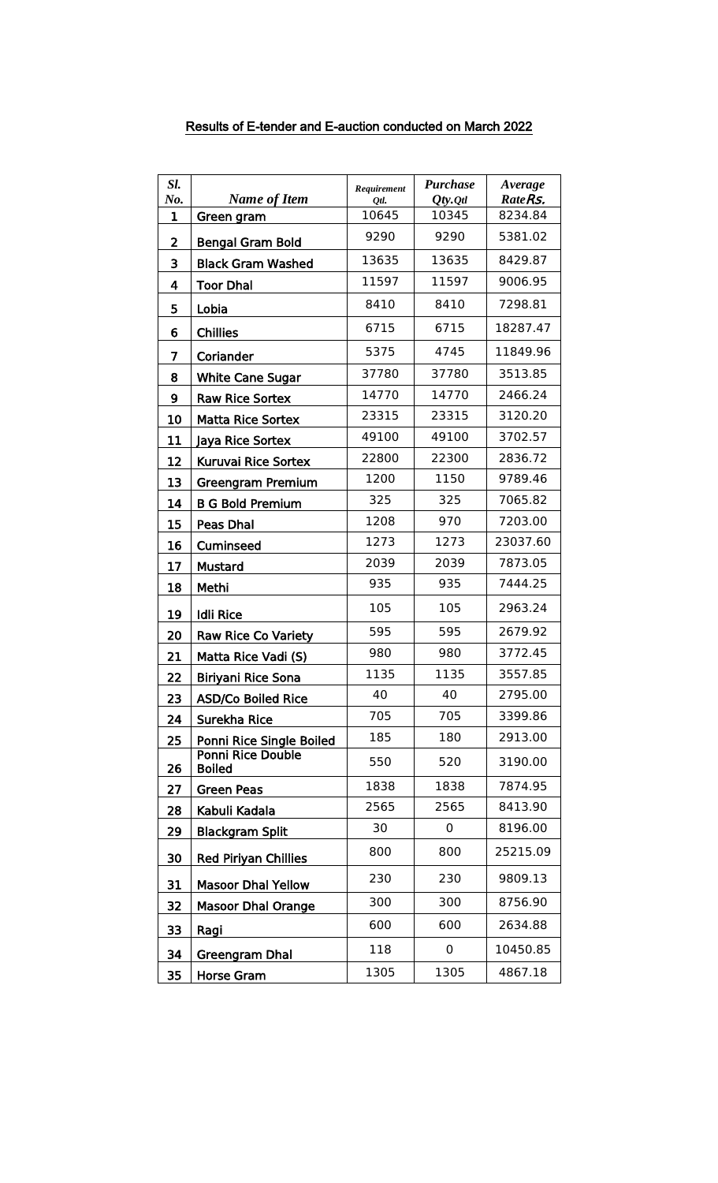# Results of E-tender and E-auction conducted on March 2022

| Sl. No. | Name of Item | Requirement Qtl. | Purchase Qty.Qtl | Average Rate Rs. |
|---|---|---|---|---|
| 1 | Green gram | 10645 | 10345 | 8234.84 |
| 2 | Bengal Gram Bold | 9290 | 9290 | 5381.02 |
| 3 | Black Gram Washed | 13635 | 13635 | 8429.87 |
| 4 | Toor Dhal | 11597 | 11597 | 9006.95 |
| 5 | Lobia | 8410 | 8410 | 7298.81 |
| 6 | Chillies | 6715 | 6715 | 18287.47 |
| 7 | Coriander | 5375 | 4745 | 11849.96 |
| 8 | White Cane Sugar | 37780 | 37780 | 3513.85 |
| 9 | Raw Rice Sortex | 14770 | 14770 | 2466.24 |
| 10 | Matta Rice Sortex | 23315 | 23315 | 3120.20 |
| 11 | Jaya Rice Sortex | 49100 | 49100 | 3702.57 |
| 12 | Kuruvai Rice Sortex | 22800 | 22300 | 2836.72 |
| 13 | Greengram Premium | 1200 | 1150 | 9789.46 |
| 14 | B G Bold Premium | 325 | 325 | 7065.82 |
| 15 | Peas Dhal | 1208 | 970 | 7203.00 |
| 16 | Cuminseed | 1273 | 1273 | 23037.60 |
| 17 | Mustard | 2039 | 2039 | 7873.05 |
| 18 | Methi | 935 | 935 | 7444.25 |
| 19 | Idli Rice | 105 | 105 | 2963.24 |
| 20 | Raw Rice Co Variety | 595 | 595 | 2679.92 |
| 21 | Matta Rice Vadi (S) | 980 | 980 | 3772.45 |
| 22 | Biriyani Rice Sona | 1135 | 1135 | 3557.85 |
| 23 | ASD/Co Boiled Rice | 40 | 40 | 2795.00 |
| 24 | Surekha Rice | 705 | 705 | 3399.86 |
| 25 | Ponni Rice Single Boiled | 185 | 180 | 2913.00 |
| 26 | Ponni Rice Double Boiled | 550 | 520 | 3190.00 |
| 27 | Green Peas | 1838 | 1838 | 7874.95 |
| 28 | Kabuli Kadala | 2565 | 2565 | 8413.90 |
| 29 | Blackgram Split | 30 | 0 | 8196.00 |
| 30 | Red Piriyan Chillies | 800 | 800 | 25215.09 |
| 31 | Masoor Dhal Yellow | 230 | 230 | 9809.13 |
| 32 | Masoor Dhal Orange | 300 | 300 | 8756.90 |
| 33 | Ragi | 600 | 600 | 2634.88 |
| 34 | Greengram Dhal | 118 | 0 | 10450.85 |
| 35 | Horse Gram | 1305 | 1305 | 4867.18 |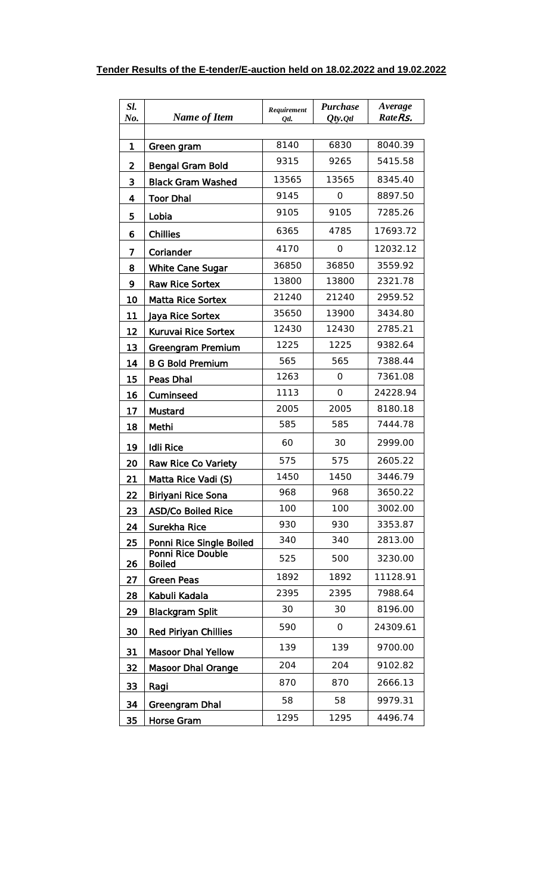**Tender Results of the E-tender/E-auction held on 18.02.2022 and 19.02.2022**

| *Sl. No.* | *Name of Item* | *Requirement Qtl.* | *Purchase Qty.Qtl* | *Average Rate Rs.* |
|---|---|---|---|---|
| 1 | Green gram | 8140 | 6830 | 8040.39 |
| 2 | Bengal Gram Bold | 9315 | 9265 | 5415.58 |
| 3 | Black Gram Washed | 13565 | 13565 | 8345.40 |
| 4 | Toor Dhal | 9145 | 0 | 8897.50 |
| 5 | Lobia | 9105 | 9105 | 7285.26 |
| 6 | Chillies | 6365 | 4785 | 17693.72 |
| 7 | Coriander | 4170 | 0 | 12032.12 |
| 8 | White Cane Sugar | 36850 | 36850 | 3559.92 |
| 9 | Raw Rice Sortex | 13800 | 13800 | 2321.78 |
| 10 | Matta Rice Sortex | 21240 | 21240 | 2959.52 |
| 11 | Jaya Rice Sortex | 35650 | 13900 | 3434.80 |
| 12 | Kuruvai Rice Sortex | 12430 | 12430 | 2785.21 |
| 13 | Greengram Premium | 1225 | 1225 | 9382.64 |
| 14 | B G Bold Premium | 565 | 565 | 7388.44 |
| 15 | Peas Dhal | 1263 | 0 | 7361.08 |
| 16 | Cuminseed | 1113 | 0 | 24228.94 |
| 17 | Mustard | 2005 | 2005 | 8180.18 |
| 18 | Methi | 585 | 585 | 7444.78 |
| 19 | Idli Rice | 60 | 30 | 2999.00 |
| 20 | Raw Rice Co Variety | 575 | 575 | 2605.22 |
| 21 | Matta Rice Vadi (S) | 1450 | 1450 | 3446.79 |
| 22 | Biriyani Rice Sona | 968 | 968 | 3650.22 |
| 23 | ASD/Co Boiled Rice | 100 | 100 | 3002.00 |
| 24 | Surekha Rice | 930 | 930 | 3353.87 |
| 25 | Ponni Rice Single Boiled | 340 | 340 | 2813.00 |
| 26 | Ponni Rice Double Boiled | 525 | 500 | 3230.00 |
| 27 | Green Peas | 1892 | 1892 | 11128.91 |
| 28 | Kabuli Kadala | 2395 | 2395 | 7988.64 |
| 29 | Blackgram Split | 30 | 30 | 8196.00 |
| 30 | Red Piriyan Chillies | 590 | 0 | 24309.61 |
| 31 | Masoor Dhal Yellow | 139 | 139 | 9700.00 |
| 32 | Masoor Dhal Orange | 204 | 204 | 9102.82 |
| 33 | Ragi | 870 | 870 | 2666.13 |
| 34 | Greengram Dhal | 58 | 58 | 9979.31 |
| 35 | Horse Gram | 1295 | 1295 | 4496.74 |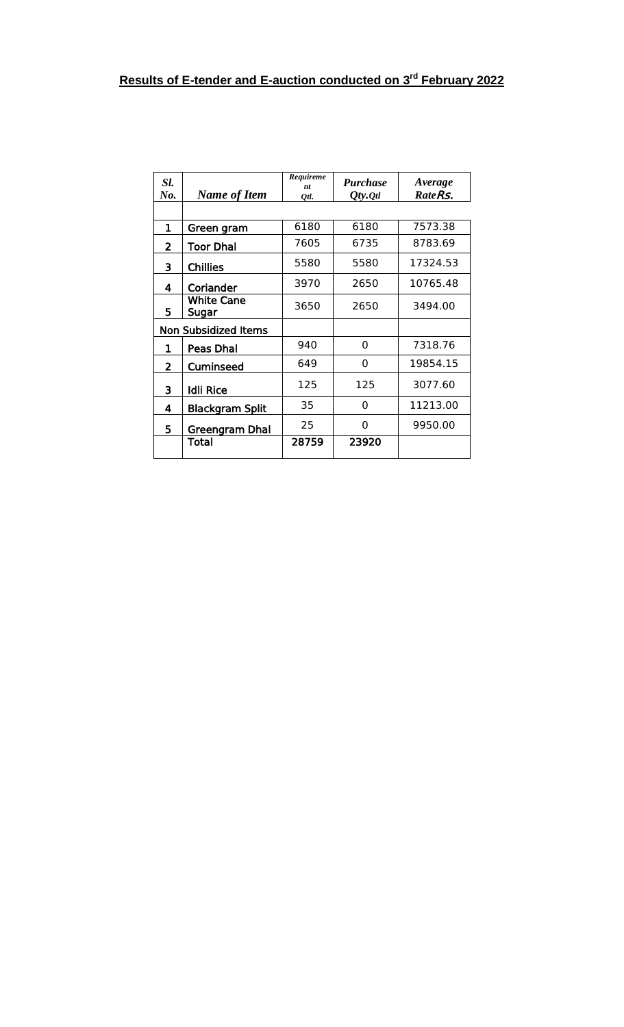## Results of E-tender and E-auction conducted on 3[rd] February 2022

| *Sl. No.* | *Name of Item* | *Requirement Qtl.* | *Purchase Qty.Qtl* | *Average Rate Rs.* |
|---|---|---|---|---|
| | | | | |
| 1 | Green gram | 6180 | 6180 | 7573.38 |
| 2 | Toor Dhal | 7605 | 6735 | 8783.69 |
| 3 | Chillies | 5580 | 5580 | 17324.53 |
| 4 | Coriander | 3970 | 2650 | 10765.48 |
| 5 | White Cane Sugar | 3650 | 2650 | 3494.00 |
| Non Subsidized Items | | | | |
| 1 | Peas Dhal | 940 | 0 | 7318.76 |
| 2 | Cuminseed | 649 | 0 | 19854.15 |
| 3 | Idli Rice | 125 | 125 | 3077.60 |
| 4 | Blackgram Split | 35 | 0 | 11213.00 |
| 5 | Greengram Dhal | 25 | 0 | 9950.00 |
| | **Total** | **28759** | **23920** | |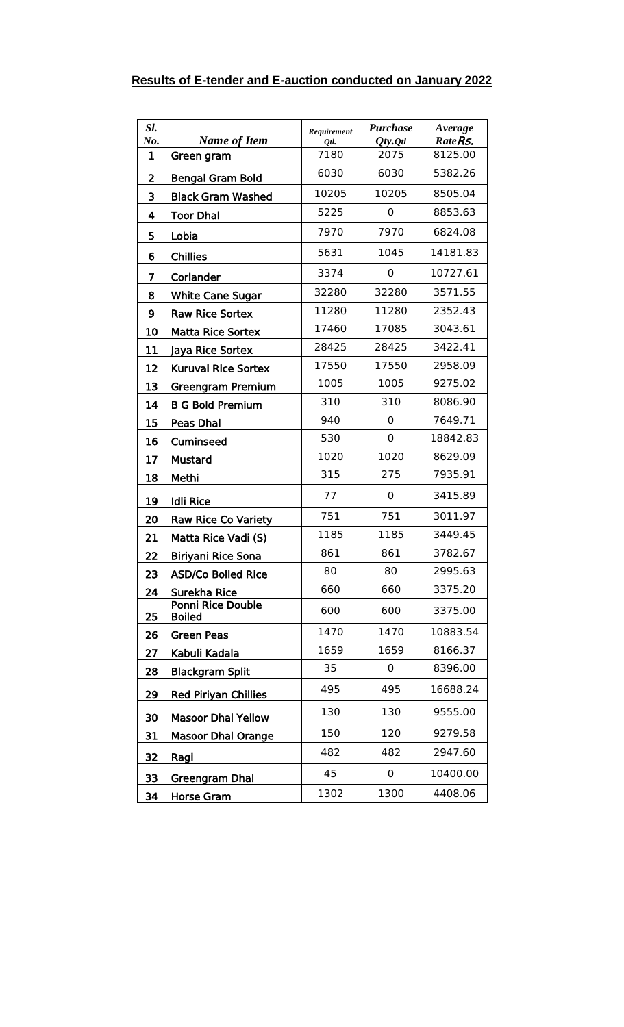**Results of E-tender and E-auction conducted on January 2022**

| Sl. No. | Name of Item | Requirement Qtl. | Purchase Qty.Qtl | Average Rate Rs. |
|---|---|---|---|---|
| 1 | Green gram | 7180 | 2075 | 8125.00 |
| 2 | Bengal Gram Bold | 6030 | 6030 | 5382.26 |
| 3 | Black Gram Washed | 10205 | 10205 | 8505.04 |
| 4 | Toor Dhal | 5225 | 0 | 8853.63 |
| 5 | Lobia | 7970 | 7970 | 6824.08 |
| 6 | Chillies | 5631 | 1045 | 14181.83 |
| 7 | Coriander | 3374 | 0 | 10727.61 |
| 8 | White Cane Sugar | 32280 | 32280 | 3571.55 |
| 9 | Raw Rice Sortex | 11280 | 11280 | 2352.43 |
| 10 | Matta Rice Sortex | 17460 | 17085 | 3043.61 |
| 11 | Jaya Rice Sortex | 28425 | 28425 | 3422.41 |
| 12 | Kuruvai Rice Sortex | 17550 | 17550 | 2958.09 |
| 13 | Greengram Premium | 1005 | 1005 | 9275.02 |
| 14 | B G Bold Premium | 310 | 310 | 8086.90 |
| 15 | Peas Dhal | 940 | 0 | 7649.71 |
| 16 | Cuminseed | 530 | 0 | 18842.83 |
| 17 | Mustard | 1020 | 1020 | 8629.09 |
| 18 | Methi | 315 | 275 | 7935.91 |
| 19 | Idli Rice | 77 | 0 | 3415.89 |
| 20 | Raw Rice Co Variety | 751 | 751 | 3011.97 |
| 21 | Matta Rice Vadi (S) | 1185 | 1185 | 3449.45 |
| 22 | Biriyani Rice Sona | 861 | 861 | 3782.67 |
| 23 | ASD/Co Boiled Rice | 80 | 80 | 2995.63 |
| 24 | Surekha Rice | 660 | 660 | 3375.20 |
| 25 | Ponni Rice Double Boiled | 600 | 600 | 3375.00 |
| 26 | Green Peas | 1470 | 1470 | 10883.54 |
| 27 | Kabuli Kadala | 1659 | 1659 | 8166.37 |
| 28 | Blackgram Split | 35 | 0 | 8396.00 |
| 29 | Red Piriyan Chillies | 495 | 495 | 16688.24 |
| 30 | Masoor Dhal Yellow | 130 | 130 | 9555.00 |
| 31 | Masoor Dhal Orange | 150 | 120 | 9279.58 |
| 32 | Ragi | 482 | 482 | 2947.60 |
| 33 | Greengram Dhal | 45 | 0 | 10400.00 |
| 34 | Horse Gram | 1302 | 1300 | 4408.06 |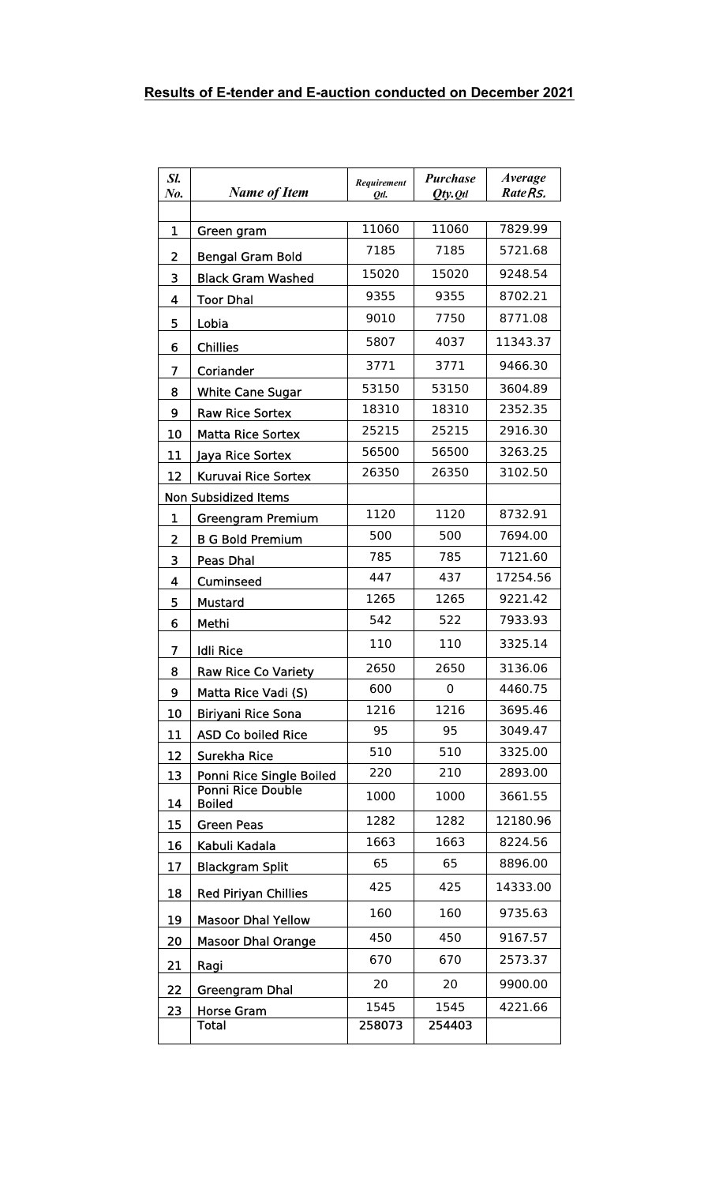## Results of E-tender and E-auction conducted on December 2021

| Sl. No. | Name of Item | Requirement Qtl. | Purchase Qty.Qtl | Average Rate Rs. |
|---|---|---|---|---|
| 1 | Green gram | 11060 | 11060 | 7829.99 |
| 2 | Bengal Gram Bold | 7185 | 7185 | 5721.68 |
| 3 | Black Gram Washed | 15020 | 15020 | 9248.54 |
| 4 | Toor Dhal | 9355 | 9355 | 8702.21 |
| 5 | Lobia | 9010 | 7750 | 8771.08 |
| 6 | Chillies | 5807 | 4037 | 11343.37 |
| 7 | Coriander | 3771 | 3771 | 9466.30 |
| 8 | White Cane Sugar | 53150 | 53150 | 3604.89 |
| 9 | Raw Rice Sortex | 18310 | 18310 | 2352.35 |
| 10 | Matta Rice Sortex | 25215 | 25215 | 2916.30 |
| 11 | Jaya Rice Sortex | 56500 | 56500 | 3263.25 |
| 12 | Kuruvai Rice Sortex | 26350 | 26350 | 3102.50 |
| | Non Subsidized Items | | | |
| 1 | Greengram Premium | 1120 | 1120 | 8732.91 |
| 2 | B G Bold Premium | 500 | 500 | 7694.00 |
| 3 | Peas Dhal | 785 | 785 | 7121.60 |
| 4 | Cuminseed | 447 | 437 | 17254.56 |
| 5 | Mustard | 1265 | 1265 | 9221.42 |
| 6 | Methi | 542 | 522 | 7933.93 |
| 7 | Idli Rice | 110 | 110 | 3325.14 |
| 8 | Raw Rice Co Variety | 2650 | 2650 | 3136.06 |
| 9 | Matta Rice Vadi (S) | 600 | 0 | 4460.75 |
| 10 | Biriyani Rice Sona | 1216 | 1216 | 3695.46 |
| 11 | ASD Co boiled Rice | 95 | 95 | 3049.47 |
| 12 | Surekha Rice | 510 | 510 | 3325.00 |
| 13 | Ponni Rice Single Boiled | 220 | 210 | 2893.00 |
| 14 | Ponni Rice Double Boiled | 1000 | 1000 | 3661.55 |
| 15 | Green Peas | 1282 | 1282 | 12180.96 |
| 16 | Kabuli Kadala | 1663 | 1663 | 8224.56 |
| 17 | Blackgram Split | 65 | 65 | 8896.00 |
| 18 | Red Piriyan Chillies | 425 | 425 | 14333.00 |
| 19 | Masoor Dhal Yellow | 160 | 160 | 9735.63 |
| 20 | Masoor Dhal Orange | 450 | 450 | 9167.57 |
| 21 | Ragi | 670 | 670 | 2573.37 |
| 22 | Greengram Dhal | 20 | 20 | 9900.00 |
| 23 | Horse Gram | 1545 | 1545 | 4221.66 |
| | Total | 258073 | 254403 | |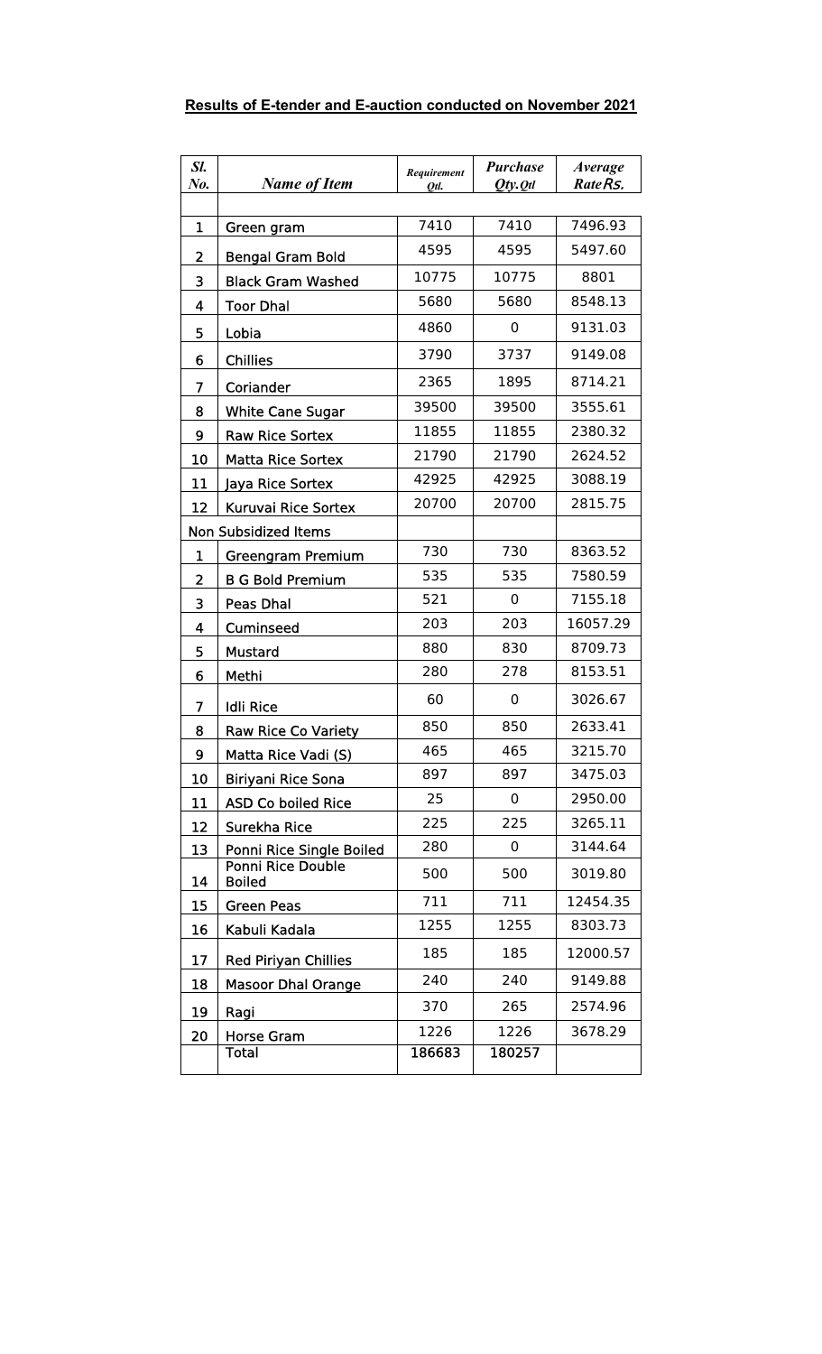**Results of E-tender and E-auction conducted on November 2021**

| *Sl. No.* | *Name of Item* | *Requirement Qtl.* | *Purchase Qty.Qtl* | *Average Rate Rs.* |
|---|---|---|---|---|
| 1 | Green gram | 7410 | 7410 | 7496.93 |
| 2 | Bengal Gram Bold | 4595 | 4595 | 5497.60 |
| 3 | Black Gram Washed | 10775 | 10775 | 8801 |
| 4 | Toor Dhal | 5680 | 5680 | 8548.13 |
| 5 | Lobia | 4860 | 0 | 9131.03 |
| 6 | Chillies | 3790 | 3737 | 9149.08 |
| 7 | Coriander | 2365 | 1895 | 8714.21 |
| 8 | White Cane Sugar | 39500 | 39500 | 3555.61 |
| 9 | Raw Rice Sortex | 11855 | 11855 | 2380.32 |
| 10 | Matta Rice Sortex | 21790 | 21790 | 2624.52 |
| 11 | Jaya Rice Sortex | 42925 | 42925 | 3088.19 |
| 12 | Kuruvai Rice Sortex | 20700 | 20700 | 2815.75 |
| Non Subsidized Items | | | | |
| 1 | Greengram Premium | 730 | 730 | 8363.52 |
| 2 | B G Bold Premium | 535 | 535 | 7580.59 |
| 3 | Peas Dhal | 521 | 0 | 7155.18 |
| 4 | Cuminseed | 203 | 203 | 16057.29 |
| 5 | Mustard | 880 | 830 | 8709.73 |
| 6 | Methi | 280 | 278 | 8153.51 |
| 7 | Idli Rice | 60 | 0 | 3026.67 |
| 8 | Raw Rice Co Variety | 850 | 850 | 2633.41 |
| 9 | Matta Rice Vadi (S) | 465 | 465 | 3215.70 |
| 10 | Biriyani Rice Sona | 897 | 897 | 3475.03 |
| 11 | ASD Co boiled Rice | 25 | 0 | 2950.00 |
| 12 | Surekha Rice | 225 | 225 | 3265.11 |
| 13 | Ponni Rice Single Boiled | 280 | 0 | 3144.64 |
| 14 | Ponni Rice Double Boiled | 500 | 500 | 3019.80 |
| 15 | Green Peas | 711 | 711 | 12454.35 |
| 16 | Kabuli Kadala | 1255 | 1255 | 8303.73 |
| 17 | Red Piriyan Chillies | 185 | 185 | 12000.57 |
| 18 | Masoor Dhal Orange | 240 | 240 | 9149.88 |
| 19 | Ragi | 370 | 265 | 2574.96 |
| 20 | Horse Gram | 1226 | 1226 | 3678.29 |
| | Total | 186683 | 180257 | |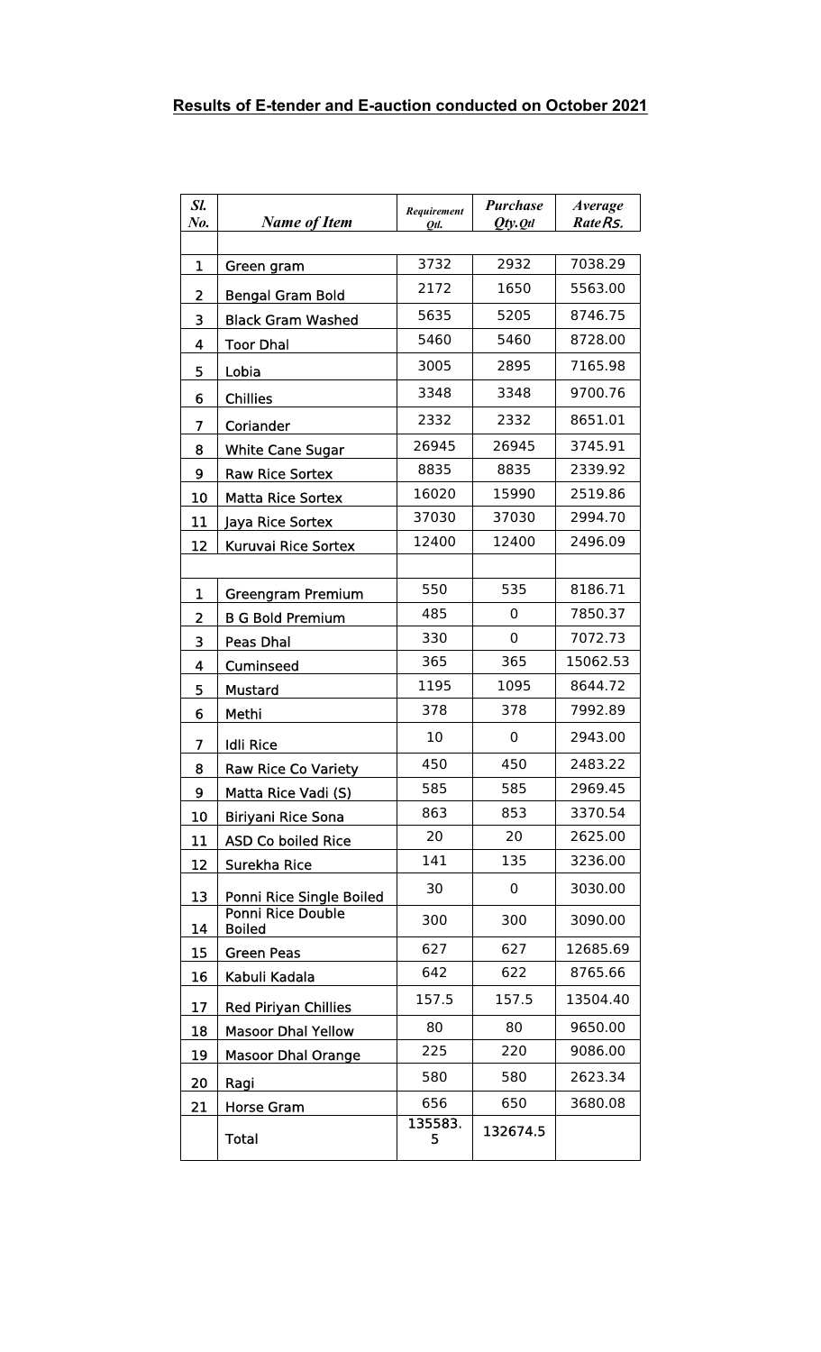## Results of E-tender and E-auction conducted on October 2021

| Sl. No. | Name of Item | Requirement Qtl. | Purchase Qty.Qtl | Average Rate Rs. |
|---|---|---|---|---|
| | | | | |
| 1 | Green gram | 3732 | 2932 | 7038.29 |
| 2 | Bengal Gram Bold | 2172 | 1650 | 5563.00 |
| 3 | Black Gram Washed | 5635 | 5205 | 8746.75 |
| 4 | Toor Dhal | 5460 | 5460 | 8728.00 |
| 5 | Lobia | 3005 | 2895 | 7165.98 |
| 6 | Chillies | 3348 | 3348 | 9700.76 |
| 7 | Coriander | 2332 | 2332 | 8651.01 |
| 8 | White Cane Sugar | 26945 | 26945 | 3745.91 |
| 9 | Raw Rice Sortex | 8835 | 8835 | 2339.92 |
| 10 | Matta Rice Sortex | 16020 | 15990 | 2519.86 |
| 11 | Jaya Rice Sortex | 37030 | 37030 | 2994.70 |
| 12 | Kuruvai Rice Sortex | 12400 | 12400 | 2496.09 |
| | | | | |
| 1 | Greengram Premium | 550 | 535 | 8186.71 |
| 2 | B G Bold Premium | 485 | 0 | 7850.37 |
| 3 | Peas Dhal | 330 | 0 | 7072.73 |
| 4 | Cuminseed | 365 | 365 | 15062.53 |
| 5 | Mustard | 1195 | 1095 | 8644.72 |
| 6 | Methi | 378 | 378 | 7992.89 |
| 7 | Idli Rice | 10 | 0 | 2943.00 |
| 8 | Raw Rice Co Variety | 450 | 450 | 2483.22 |
| 9 | Matta Rice Vadi (S) | 585 | 585 | 2969.45 |
| 10 | Biriyani Rice Sona | 863 | 853 | 3370.54 |
| 11 | ASD Co boiled Rice | 20 | 20 | 2625.00 |
| 12 | Surekha Rice | 141 | 135 | 3236.00 |
| 13 | Ponni Rice Single Boiled | 30 | 0 | 3030.00 |
| 14 | Ponni Rice Double Boiled | 300 | 300 | 3090.00 |
| 15 | Green Peas | 627 | 627 | 12685.69 |
| 16 | Kabuli Kadala | 642 | 622 | 8765.66 |
| 17 | Red Piriyan Chillies | 157.5 | 157.5 | 13504.40 |
| 18 | Masoor Dhal Yellow | 80 | 80 | 9650.00 |
| 19 | Masoor Dhal Orange | 225 | 220 | 9086.00 |
| 20 | Ragi | 580 | 580 | 2623.34 |
| 21 | Horse Gram | 656 | 650 | 3680.08 |
| | Total | 135583.5 | 132674.5 | |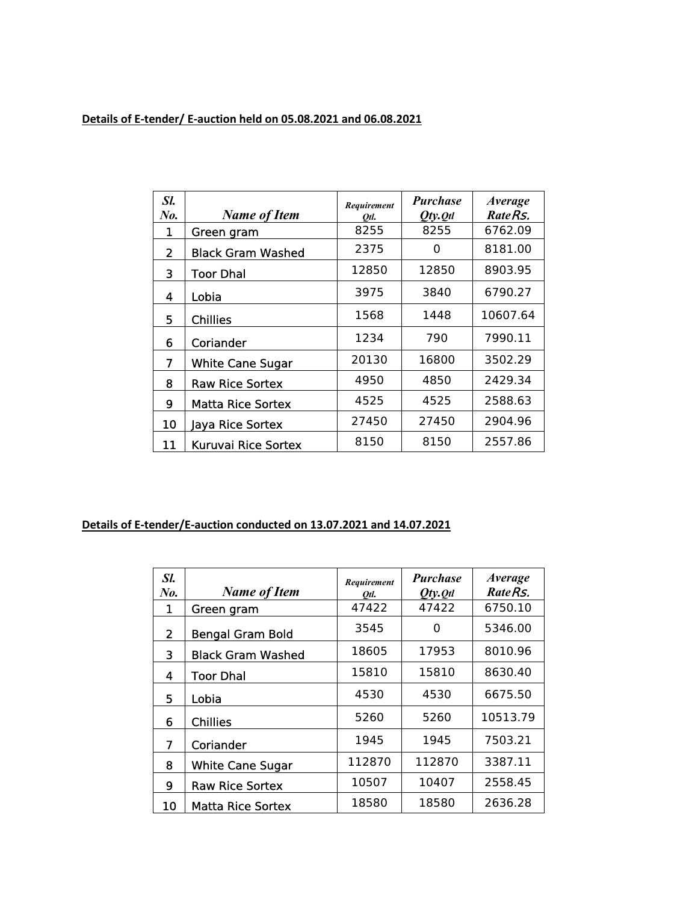**Details of E-tender/ E-auction held on 05.08.2021 and 06.08.2021**

| Sl. No. | Name of Item | Requirement Qtl. | Purchase Qty.Qtl | Average Rate Rs. |
|---|---|---|---|---|
| 1 | Green gram | 8255 | 8255 | 6762.09 |
| 2 | Black Gram Washed | 2375 | 0 | 8181.00 |
| 3 | Toor Dhal | 12850 | 12850 | 8903.95 |
| 4 | Lobia | 3975 | 3840 | 6790.27 |
| 5 | Chillies | 1568 | 1448 | 10607.64 |
| 6 | Coriander | 1234 | 790 | 7990.11 |
| 7 | White Cane Sugar | 20130 | 16800 | 3502.29 |
| 8 | Raw Rice Sortex | 4950 | 4850 | 2429.34 |
| 9 | Matta Rice Sortex | 4525 | 4525 | 2588.63 |
| 10 | Jaya Rice Sortex | 27450 | 27450 | 2904.96 |
| 11 | Kuruvai Rice Sortex | 8150 | 8150 | 2557.86 |

**Details of E-tender/E-auction conducted on 13.07.2021 and 14.07.2021**

| Sl. No. | Name of Item | Requirement Qtl. | Purchase Qty.Qtl | Average Rate Rs. |
|---|---|---|---|---|
| 1 | Green gram | 47422 | 47422 | 6750.10 |
| 2 | Bengal Gram Bold | 3545 | 0 | 5346.00 |
| 3 | Black Gram Washed | 18605 | 17953 | 8010.96 |
| 4 | Toor Dhal | 15810 | 15810 | 8630.40 |
| 5 | Lobia | 4530 | 4530 | 6675.50 |
| 6 | Chillies | 5260 | 5260 | 10513.79 |
| 7 | Coriander | 1945 | 1945 | 7503.21 |
| 8 | White Cane Sugar | 112870 | 112870 | 3387.11 |
| 9 | Raw Rice Sortex | 10507 | 10407 | 2558.45 |
| 10 | Matta Rice Sortex | 18580 | 18580 | 2636.28 |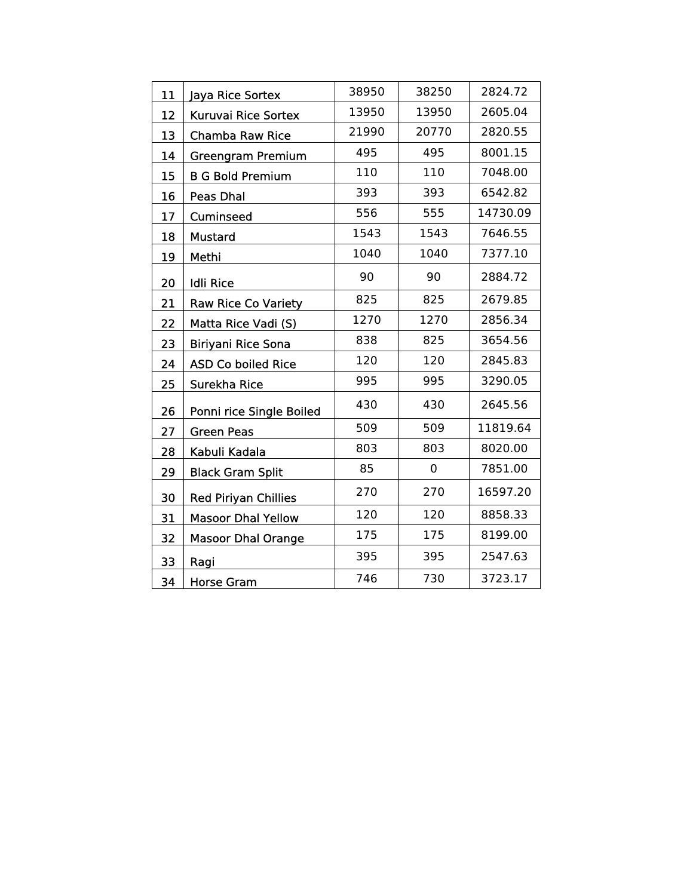| | | | | |
|---|---|---|---|---|
| 11 | Jaya Rice Sortex | 38950 | 38250 | 2824.72 |
| 12 | Kuruvai Rice Sortex | 13950 | 13950 | 2605.04 |
| 13 | Chamba Raw Rice | 21990 | 20770 | 2820.55 |
| 14 | Greengram Premium | 495 | 495 | 8001.15 |
| 15 | B G Bold Premium | 110 | 110 | 7048.00 |
| 16 | Peas Dhal | 393 | 393 | 6542.82 |
| 17 | Cuminseed | 556 | 555 | 14730.09 |
| 18 | Mustard | 1543 | 1543 | 7646.55 |
| 19 | Methi | 1040 | 1040 | 7377.10 |
| 20 | Idli Rice | 90 | 90 | 2884.72 |
| 21 | Raw Rice Co Variety | 825 | 825 | 2679.85 |
| 22 | Matta Rice Vadi (S) | 1270 | 1270 | 2856.34 |
| 23 | Biriyani Rice Sona | 838 | 825 | 3654.56 |
| 24 | ASD Co boiled Rice | 120 | 120 | 2845.83 |
| 25 | Surekha Rice | 995 | 995 | 3290.05 |
| 26 | Ponni rice Single Boiled | 430 | 430 | 2645.56 |
| 27 | Green Peas | 509 | 509 | 11819.64 |
| 28 | Kabuli Kadala | 803 | 803 | 8020.00 |
| 29 | Black Gram Split | 85 | 0 | 7851.00 |
| 30 | Red Piriyan Chillies | 270 | 270 | 16597.20 |
| 31 | Masoor Dhal Yellow | 120 | 120 | 8858.33 |
| 32 | Masoor Dhal Orange | 175 | 175 | 8199.00 |
| 33 | Ragi | 395 | 395 | 2547.63 |
| 34 | Horse Gram | 746 | 730 | 3723.17 |